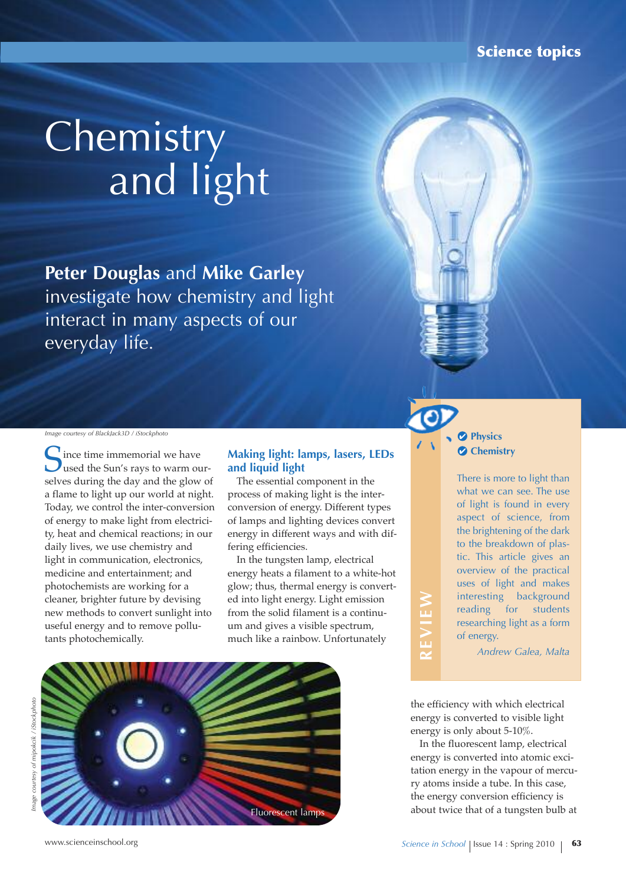# Chemistry and light

**Peter Douglas** and **Mike Garley** investigate how chemistry and light interact in many aspects of our everyday life.

*Image courtesy of BlackJack3D / iStockphoto*

Since time immemorial we have used the Sun's rays to warm ourselves during the day and the glow of a flame to light up our world at night. Today, we control the inter-conversion of energy to make light from electricity, heat and chemical reactions; in our daily lives, we use chemistry and light in communication, electronics, medicine and entertainment; and photochemists are working for a cleaner, brighter future by devising new methods to convert sunlight into useful energy and to remove pollutants photochemically.

## Making light: lamps, lasers, LEDs and liquid light

The essential component in the process of making light is the inter-conversion of energy. Different types of lamps and lighting devices convert energy in different ways and with differing efficiencies.

In the tungsten lamp, electrical energy heats a filament to a white-hot glow; thus, thermal energy is converted into light energy. Light emission from the solid filament is a continuum and gives a visible spectrum, much like a rainbow. Unfortunately the efficiency with which electrical energy is converted to visible light energy is only about 5-10%.

In the fluorescent lamp, electrical energy is converted into atomic excitation energy in the vapour of mercury atoms inside a tube. In this case, the energy conversion efficiency is about twice that of a tungsten bulb at

Fluorescent lamps

*Image courtesy of mipokcik / iStockphoto*

**REVIEW**

- Physics
- Chemistry

There is more to light than what we can see. The use of light is found in every aspect of science, from the brightening of the dark to the breakdown of plastic. This article gives an overview of the practical uses of light and makes interesting background reading for students researching light as a form of energy.

*Andrew Galea, Malta*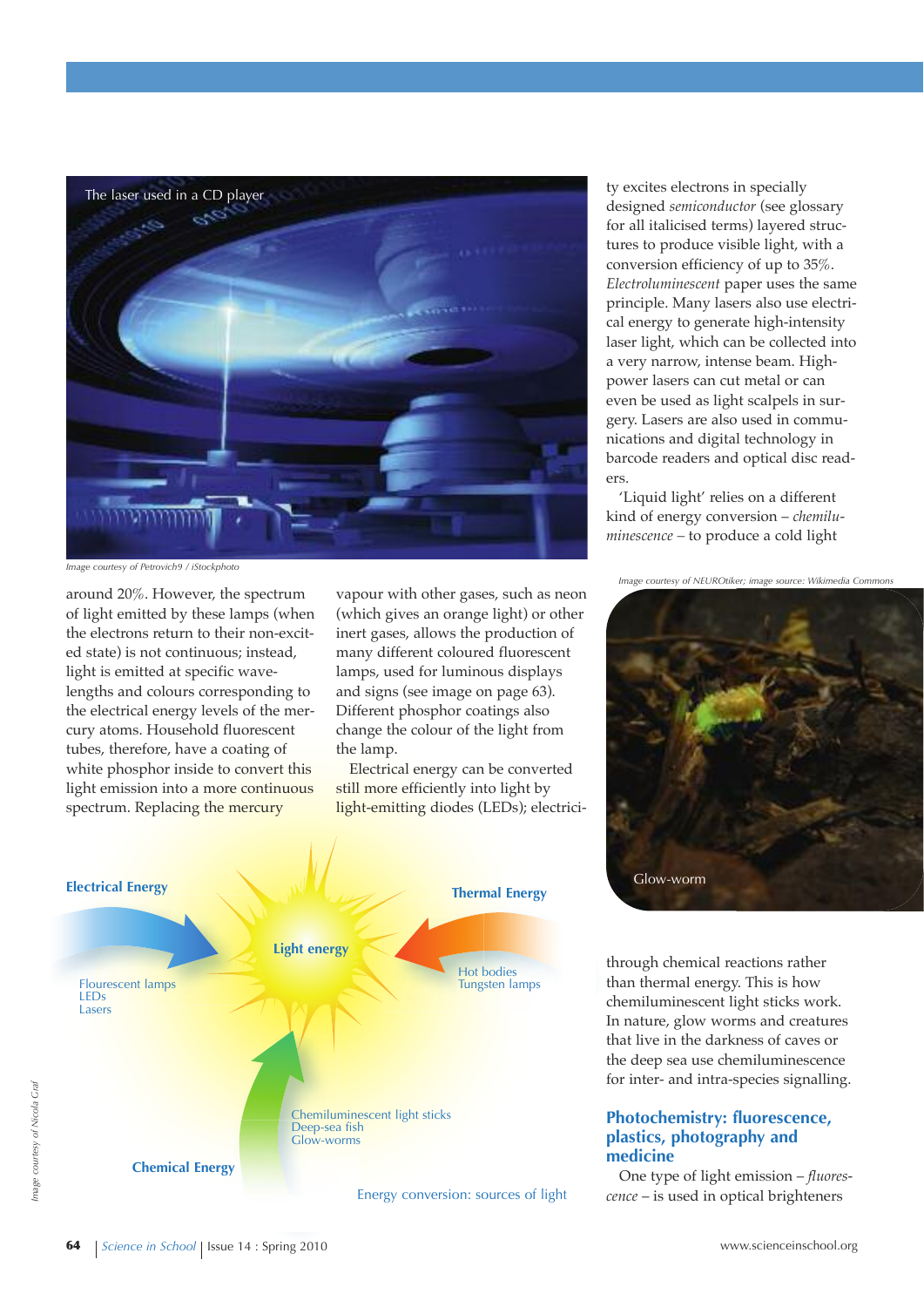The laser used in a CD player

*Image courtesy of Petrovich9 / iStockphoto*

around 20%. However, the spectrum of light emitted by these lamps (when the electrons return to their non-excited state) is not continuous; instead, light is emitted at specific wavelengths and colours corresponding to the electrical energy levels of the mercury atoms. Household fluorescent tubes, therefore, have a coating of white phosphor inside to convert this light emission into a more continuous spectrum. Replacing the mercury vapour with other gases, such as neon (which gives an orange light) or other inert gases, allows the production of many different coloured fluorescent lamps, used for luminous displays and signs (see image on page 63). Different phosphor coatings also change the colour of the light from the lamp.

Electrical energy can be converted still more efficiently into light by light-emitting diodes (LEDs); electricity excites electrons in specially designed *semiconductor* (see glossary for all italicised terms) layered structures to produce visible light, with a conversion efficiency of up to 35%. *Electroluminescent* paper uses the same principle. Many lasers also use electrical energy to generate high-intensity laser light, which can be collected into a very narrow, intense beam. High-power lasers can cut metal or can even be used as light scalpels in surgery. Lasers are also used in communications and digital technology in barcode readers and optical disc readers.

'Liquid light' relies on a different kind of energy conversion – *chemiluminescence* – to produce a cold light through chemical reactions rather than thermal energy. This is how chemiluminescent light sticks work. In nature, glow worms and creatures that live in the darkness of caves or the deep sea use chemiluminescence for inter- and intra-species signalling.

*Image courtesy of NEUROtiker; image source: Wikimedia Commons*

Glow-worm

Electrical Energy: Flourescent lamps, LEDs, Lasers

Thermal Energy: Hot bodies, Tungsten lamps

Light energy

Chemical Energy: Chemiluminescent light sticks, Deep-sea fish, Glow-worms

Energy conversion: sources of light

*Image courtesy of Nicola Graf*

## Photochemistry: fluorescence, plastics, photography and medicine

One type of light emission – *fluorescence* – is used in optical brighteners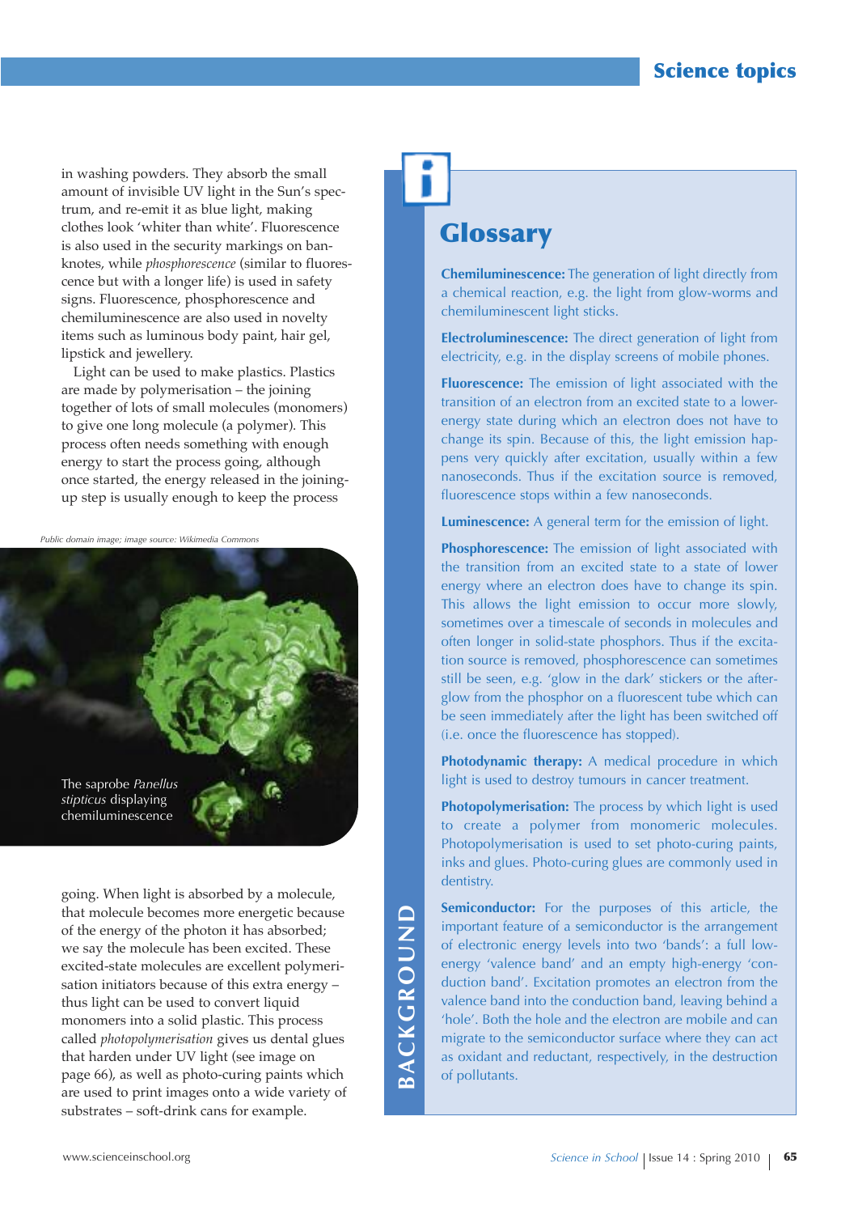in washing powders. They absorb the small amount of invisible UV light in the Sun's spectrum, and re-emit it as blue light, making clothes look 'whiter than white'. Fluorescence is also used in the security markings on banknotes, while *phosphorescence* (similar to fluorescence but with a longer life) is used in safety signs. Fluorescence, phosphorescence and chemiluminescence are also used in novelty items such as luminous body paint, hair gel, lipstick and jewellery.

Light can be used to make plastics. Plastics are made by polymerisation – the joining together of lots of small molecules (monomers) to give one long molecule (a polymer). This process often needs something with enough energy to start the process going, although once started, the energy released in the joining-up step is usually enough to keep the process going. When light is absorbed by a molecule, that molecule becomes more energetic because of the energy of the photon it has absorbed; we say the molecule has been excited. These excited-state molecules are excellent polymerisation initiators because of this extra energy – thus light can be used to convert liquid monomers into a solid plastic. This process called *photopolymerisation* gives us dental glues that harden under UV light (see image on page 66), as well as photo-curing paints which are used to print images onto a wide variety of substrates – soft-drink cans for example.

Public domain image; image source: Wikimedia Commons

The saprobe *Panellus stipticus* displaying chemiluminescence

## Glossary

BACKGROUND

**Chemiluminescence:** The generation of light directly from a chemical reaction, e.g. the light from glow-worms and chemiluminescent light sticks.

**Electroluminescence:** The direct generation of light from electricity, e.g. in the display screens of mobile phones.

**Fluorescence:** The emission of light associated with the transition of an electron from an excited state to a lower-energy state during which an electron does not have to change its spin. Because of this, the light emission happens very quickly after excitation, usually within a few nanoseconds. Thus if the excitation source is removed, fluorescence stops within a few nanoseconds.

**Luminescence:** A general term for the emission of light.

**Phosphorescence:** The emission of light associated with the transition from an excited state to a state of lower energy where an electron does have to change its spin. This allows the light emission to occur more slowly, sometimes over a timescale of seconds in molecules and often longer in solid-state phosphors. Thus if the excitation source is removed, phosphorescence can sometimes still be seen, e.g. 'glow in the dark' stickers or the afterglow from the phosphor on a fluorescent tube which can be seen immediately after the light has been switched off (i.e. once the fluorescence has stopped).

**Photodynamic therapy:** A medical procedure in which light is used to destroy tumours in cancer treatment.

**Photopolymerisation:** The process by which light is used to create a polymer from monomeric molecules. Photopolymerisation is used to set photo-curing paints, inks and glues. Photo-curing glues are commonly used in dentistry.

**Semiconductor:** For the purposes of this article, the important feature of a semiconductor is the arrangement of electronic energy levels into two 'bands': a full low-energy 'valence band' and an empty high-energy 'conduction band'. Excitation promotes an electron from the valence band into the conduction band, leaving behind a 'hole'. Both the hole and the electron are mobile and can migrate to the semiconductor surface where they can act as oxidant and reductant, respectively, in the destruction of pollutants.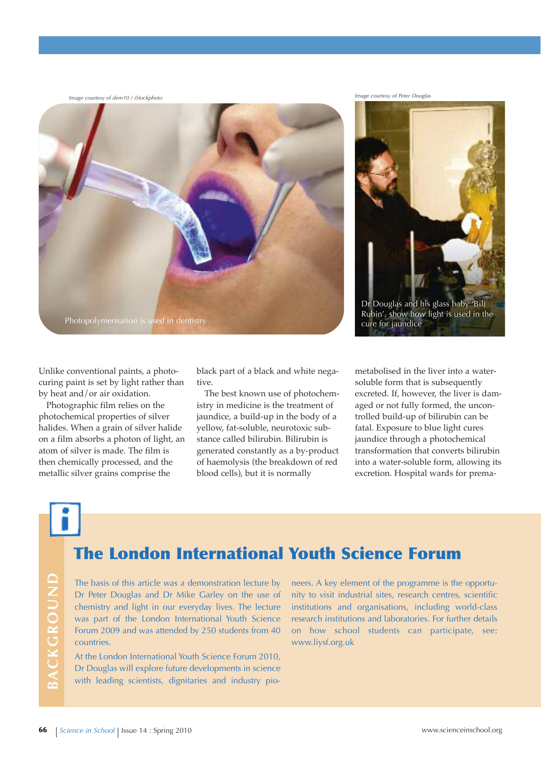Image courtesy of dem10 / iStockphoto

Photopolymerisation is used in dentistry

Image courtesy of Peter Douglas

Dr Douglas and his glass baby 'Bili Rubin', show how light is used in the cure for jaundice

Unlike conventional paints, a photo-curing paint is set by light rather than by heat and/or air oxidation.

Photographic film relies on the photochemical properties of silver halides. When a grain of silver halide on a film absorbs a photon of light, an atom of silver is made. The film is then chemically processed, and the metallic silver grains comprise the black part of a black and white negative.

The best known use of photochemistry in medicine is the treatment of jaundice, a build-up in the body of a yellow, fat-soluble, neurotoxic substance called bilirubin. Bilirubin is generated constantly as a by-product of haemolysis (the breakdown of red blood cells), but it is normally metabolised in the liver into a water-soluble form that is subsequently excreted. If, however, the liver is damaged or not fully formed, the uncontrolled build-up of bilirubin can be fatal. Exposure to blue light cures jaundice through a photochemical transformation that converts bilirubin into a water-soluble form, allowing its excretion. Hospital wards for prema-

## BACKGROUND

## The London International Youth Science Forum

The basis of this article was a demonstration lecture by Dr Peter Douglas and Dr Mike Garley on the use of chemistry and light in our everyday lives. The lecture was part of the London International Youth Science Forum 2009 and was attended by 250 students from 40 countries.

At the London International Youth Science Forum 2010, Dr Douglas will explore future developments in science with leading scientists, dignitaries and industry pioneers. A key element of the programme is the opportunity to visit industrial sites, research centres, scientific institutions and organisations, including world-class research institutions and laboratories. For further details on how school students can participate, see: www.liysf.org.uk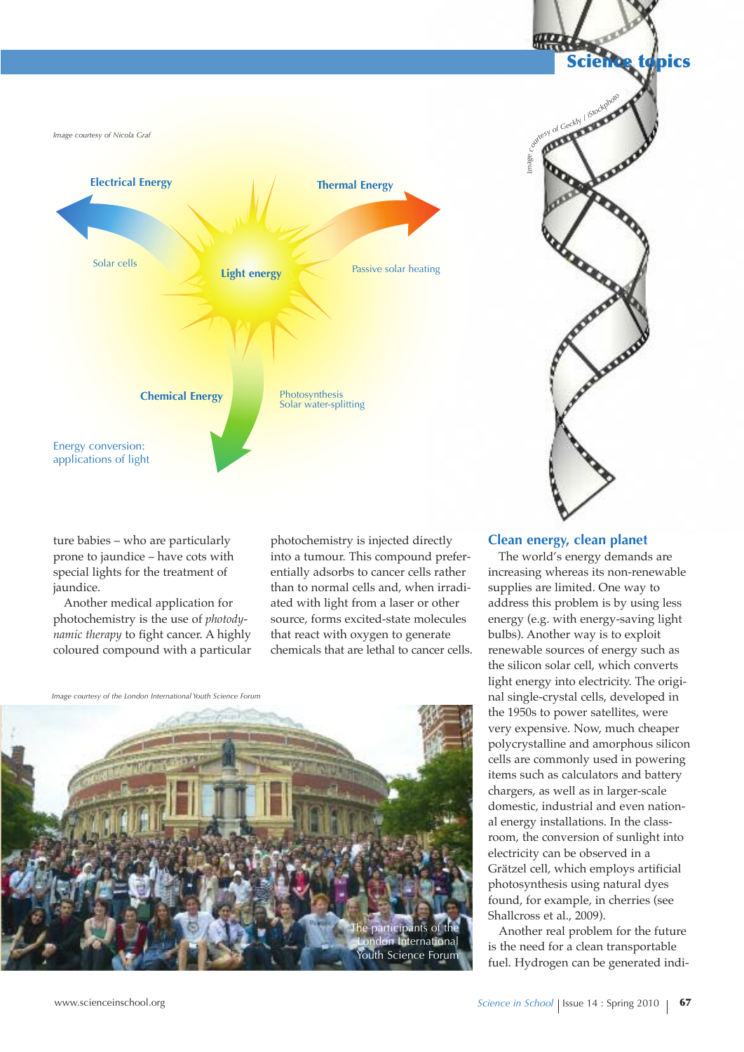Image courtesy of Nicola Graf

Electrical Energy

Thermal Energy

Solar cells

Light energy

Passive solar heating

Chemical Energy

Photosynthesis
Solar water-splitting

Energy conversion: applications of light

ture babies – who are particularly prone to jaundice – have cots with special lights for the treatment of jaundice.

Another medical application for photochemistry is the use of *photodynamic therapy* to fight cancer. A highly coloured compound with a particular photochemistry is injected directly into a tumour. This compound preferentially adsorbs to cancer cells rather than to normal cells and, when irradiated with light from a laser or other source, forms excited-state molecules that react with oxygen to generate chemicals that are lethal to cancer cells.

Image courtesy of the London International Youth Science Forum

The participants of the London International Youth Science Forum

## Clean energy, clean planet

The world's energy demands are increasing whereas its non-renewable supplies are limited. One way to address this problem is by using less energy (e.g. with energy-saving light bulbs). Another way is to exploit renewable sources of energy such as the silicon solar cell, which converts light energy into electricity. The original single-crystal cells, developed in the 1950s to power satellites, were very expensive. Now, much cheaper polycrystalline and amorphous silicon cells are commonly used in powering items such as calculators and battery chargers, as well as in larger-scale domestic, industrial and even national energy installations. In the classroom, the conversion of sunlight into electricity can be observed in a Grätzel cell, which employs artificial photosynthesis using natural dyes found, for example, in cherries (see Shallcross et al., 2009).

Another real problem for the future is the need for a clean transportable fuel. Hydrogen can be generated indi-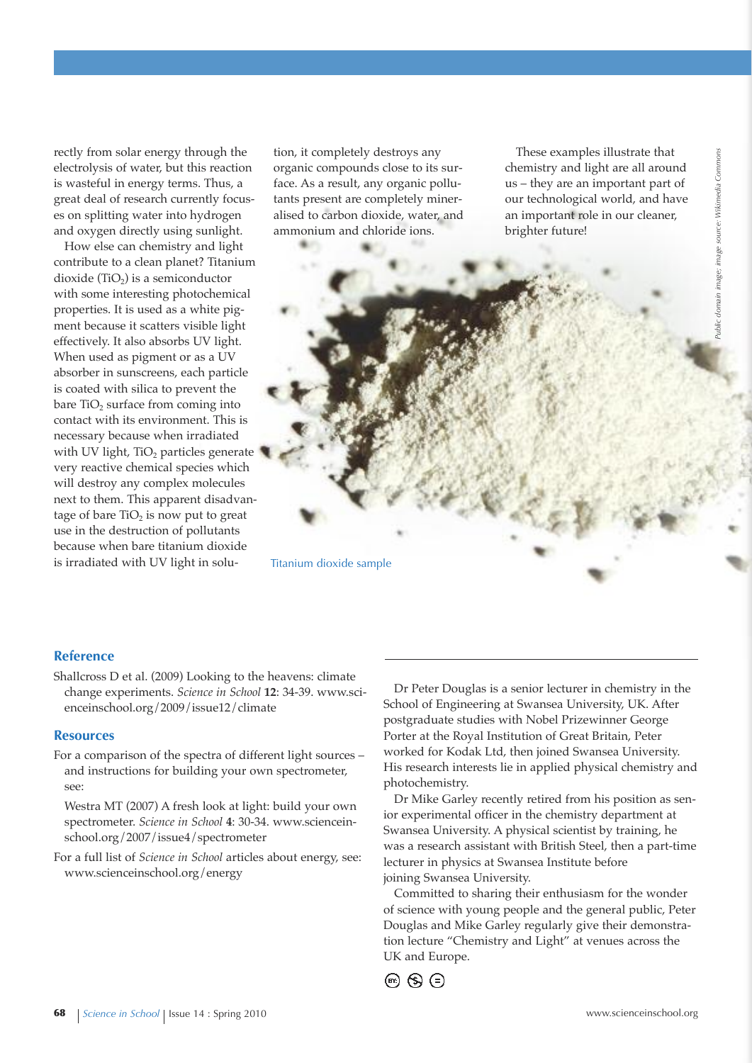rectly from solar energy through the electrolysis of water, but this reaction is wasteful in energy terms. Thus, a great deal of research currently focuses on splitting water into hydrogen and oxygen directly using sunlight.

How else can chemistry and light contribute to a clean planet? Titanium dioxide ($TiO_2$) is a semiconductor with some interesting photochemical properties. It is used as a white pigment because it scatters visible light effectively. It also absorbs UV light. When used as pigment or as a UV absorber in sunscreens, each particle is coated with silica to prevent the bare $TiO_2$ surface from coming into contact with its environment. This is necessary because when irradiated with UV light, $TiO_2$ particles generate very reactive chemical species which will destroy any complex molecules next to them. This apparent disadvantage of bare $TiO_2$ is now put to great use in the destruction of pollutants because when bare titanium dioxide is irradiated with UV light in solution, it completely destroys any organic compounds close to its surface. As a result, any organic pollutants present are completely mineralised to carbon dioxide, water, and ammonium and chloride ions.

These examples illustrate that chemistry and light are all around us – they are an important part of our technological world, and have an important role in our cleaner, brighter future!

Titanium dioxide sample

*Public domain image; image source: Wikimedia Commons*

## Reference

Shallcross D et al. (2009) Looking to the heavens: climate change experiments. *Science in School* **12**: 34-39. www.scienceinschool.org/2009/issue12/climate

## Resources

For a comparison of the spectra of different light sources – and instructions for building your own spectrometer, see:

Westra MT (2007) A fresh look at light: build your own spectrometer. *Science in School* **4**: 30-34. www.scienceinschool.org/2007/issue4/spectrometer

For a full list of *Science in School* articles about energy, see: www.scienceinschool.org/energy

---

Dr Peter Douglas is a senior lecturer in chemistry in the School of Engineering at Swansea University, UK. After postgraduate studies with Nobel Prizewinner George Porter at the Royal Institution of Great Britain, Peter worked for Kodak Ltd, then joined Swansea University. His research interests lie in applied physical chemistry and photochemistry.

Dr Mike Garley recently retired from his position as senior experimental officer in the chemistry department at Swansea University. A physical scientist by training, he was a research assistant with British Steel, then a part-time lecturer in physics at Swansea Institute before joining Swansea University.

Committed to sharing their enthusiasm for the wonder of science with young people and the general public, Peter Douglas and Mike Garley regularly give their demonstration lecture "Chemistry and Light" at venues across the UK and Europe.